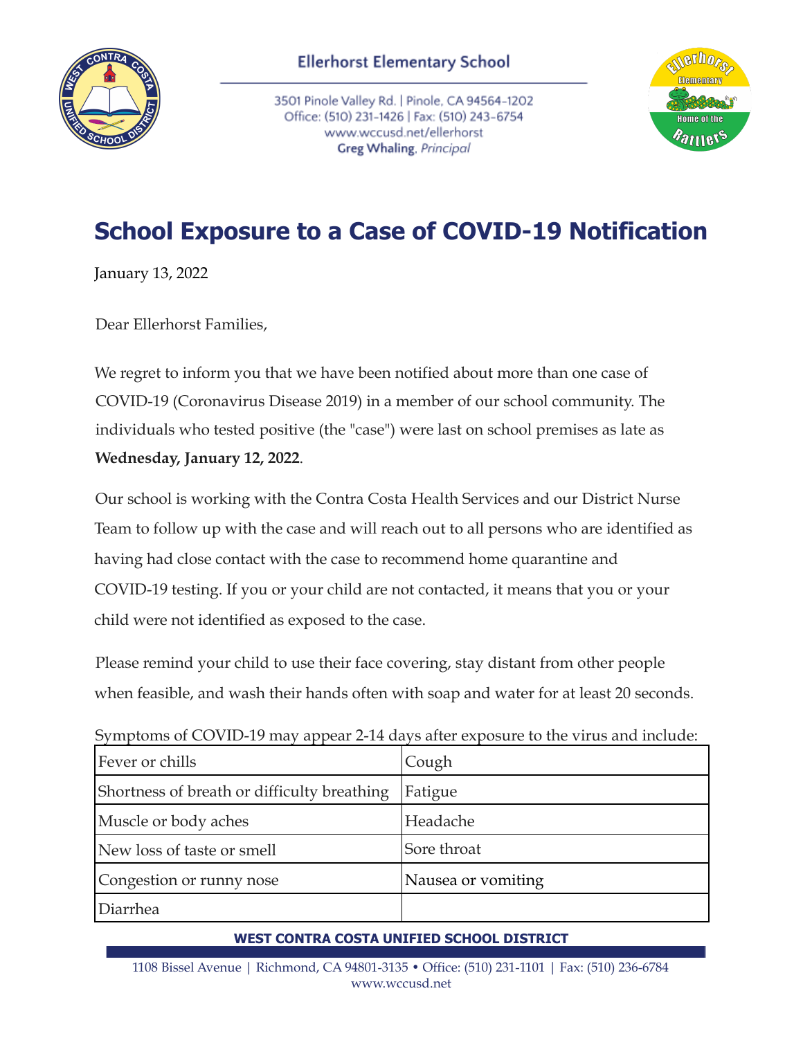Ellerhorst Elementary School

3501 Pinole Valley Rd. | Pinole, CA 94564-1202
Office: (510) 231-1426 | Fax: (510) 243-6754
www.wccusd.net/ellerhorst
**Greg Whaling**, *Principal*

# School Exposure to a Case of COVID-19 Notification

January 13, 2022

Dear Ellerhorst Families,

We regret to inform you that we have been notified about more than one case of COVID-19 (Coronavirus Disease 2019) in a member of our school community. The individuals who tested positive (the "case") were last on school premises as late as **Wednesday, January 12, 2022**.

Our school is working with the Contra Costa Health Services and our District Nurse Team to follow up with the case and will reach out to all persons who are identified as having had close contact with the case to recommend home quarantine and COVID-19 testing. If you or your child are not contacted, it means that you or your child were not identified as exposed to the case.

Please remind your child to use their face covering, stay distant from other people when feasible, and wash their hands often with soap and water for at least 20 seconds.

Symptoms of COVID-19 may appear 2-14 days after exposure to the virus and include:

| | |
|---|---|
| Fever or chills | Cough |
| Shortness of breath or difficulty breathing | Fatigue |
| Muscle or body aches | Headache |
| New loss of taste or smell | Sore throat |
| Congestion or runny nose | Nausea or vomiting |
| Diarrhea | |

**WEST CONTRA COSTA UNIFIED SCHOOL DISTRICT**

1108 Bissel Avenue | Richmond, CA 94801-3135 • Office: (510) 231-1101 | Fax: (510) 236-6784
www.wccusd.net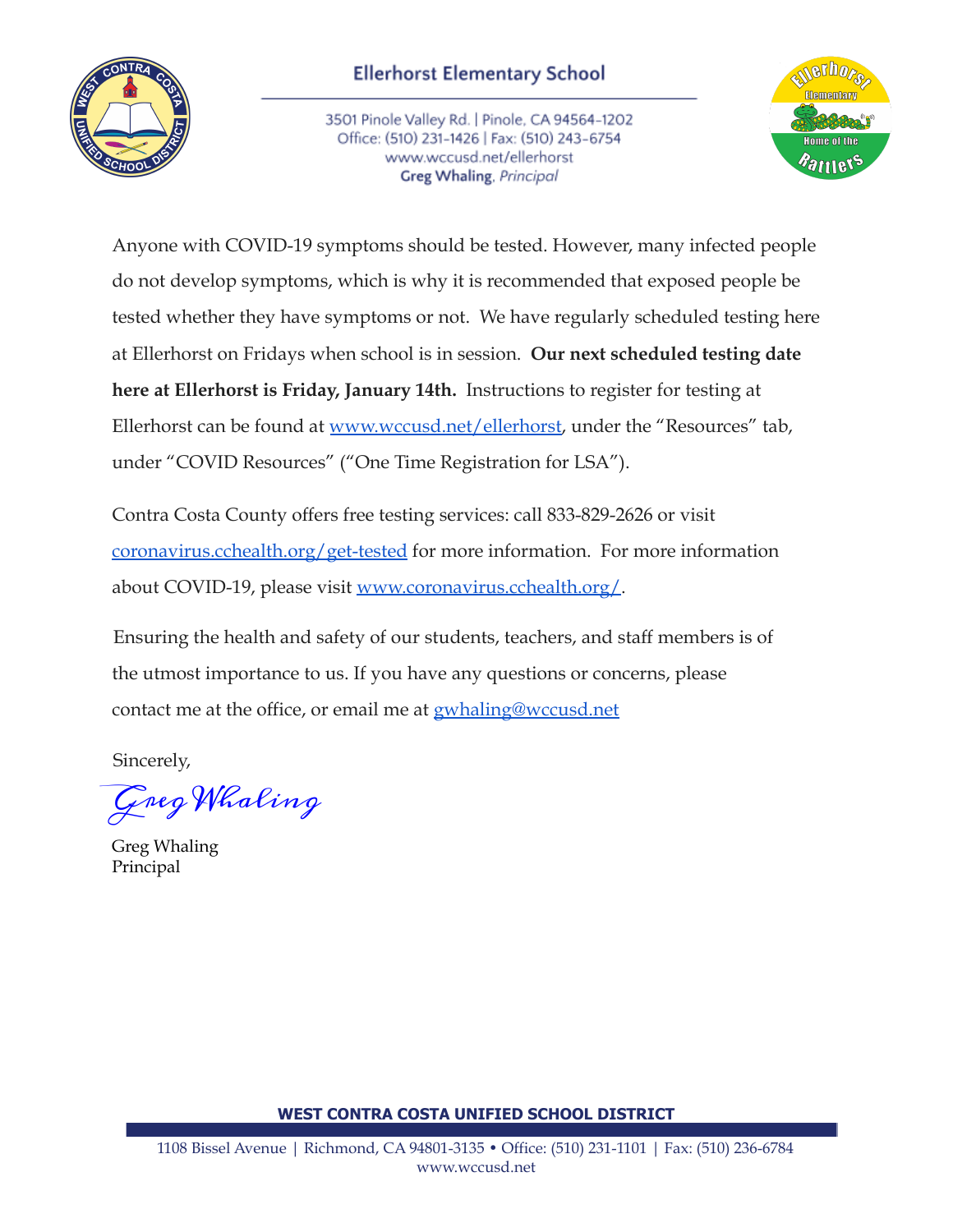Anyone with COVID-19 symptoms should be tested. However, many infected people do not develop symptoms, which is why it is recommended that exposed people be tested whether they have symptoms or not. We have regularly scheduled testing here at Ellerhorst on Fridays when school is in session. **Our next scheduled testing date here at Ellerhorst is Friday, January 14th.** Instructions to register for testing at Ellerhorst can be found at www.wccusd.net/ellerhorst, under the "Resources" tab, under "COVID Resources" ("One Time Registration for LSA").

Contra Costa County offers free testing services: call 833-829-2626 or visit coronavirus.cchealth.org/get-tested for more information. For more information about COVID-19, please visit www.coronavirus.cchealth.org/.

Ensuring the health and safety of our students, teachers, and staff members is of the utmost importance to us. If you have any questions or concerns, please contact me at the office, or email me at gwhaling@wccusd.net

Sincerely,

*Greg Whaling*

Greg Whaling
Principal